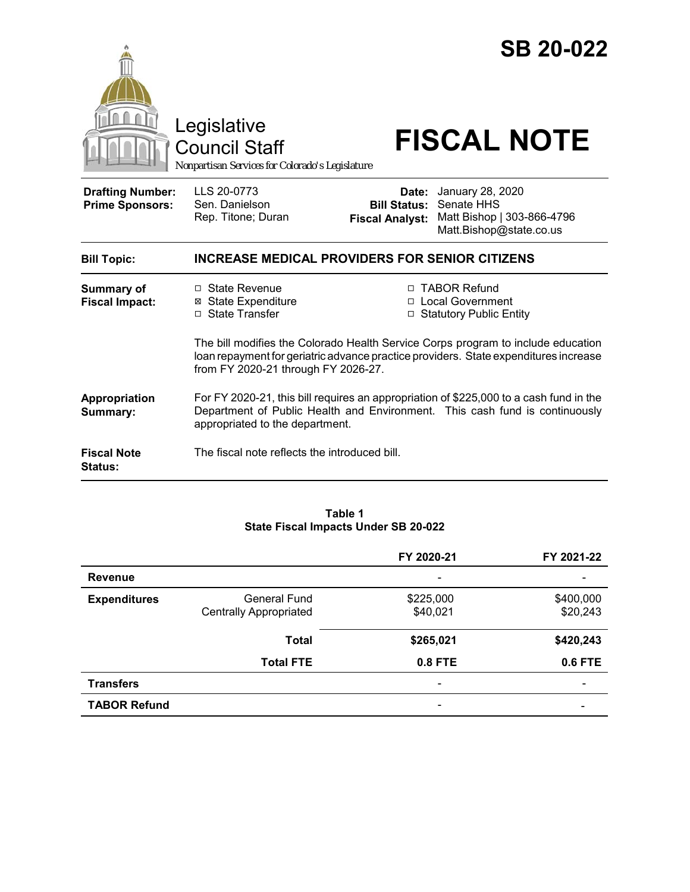# SB 20-022

Legislative Council Staff

*Nonpartisan Services for Colorado's Legislature*

# FISCAL NOTE

| | | | |
|---|---|---|---|
| **Drafting Number:** | LLS 20-0773 | **Date:** | January 28, 2020 |
| **Prime Sponsors:** | Sen. Danielson<br>Rep. Titone; Duran | **Bill Status:** | Senate HHS |
| | | **Fiscal Analyst:** | Matt Bishop \| 303-866-4796<br>Matt.Bishop@state.co.us |

| | |
|---|---|
| **Bill Topic:** | **INCREASE MEDICAL PROVIDERS FOR SENIOR CITIZENS** |
| **Summary of Fiscal Impact:** | ☐ State Revenue<br>☒ State Expenditure<br>☐ State Transfer<br>☐ TABOR Refund<br>☐ Local Government<br>☐ Statutory Public Entity<br><br>The bill modifies the Colorado Health Service Corps program to include education loan repayment for geriatric advance practice providers. State expenditures increase from FY 2020-21 through FY 2026-27. |
| **Appropriation Summary:** | For FY 2020-21, this bill requires an appropriation of $225,000 to a cash fund in the Department of Public Health and Environment. This cash fund is continuously appropriated to the department. |
| **Fiscal Note Status:** | The fiscal note reflects the introduced bill. |

**Table 1**
**State Fiscal Impacts Under SB 20-022**

| | | FY 2020-21 | FY 2021-22 |
|---|---|---|---|
| **Revenue** | | - | - |
| **Expenditures** | General Fund | $225,000 | $400,000 |
| | Centrally Appropriated | $40,021 | $20,243 |
| | **Total** | **$265,021** | **$420,243** |
| | **Total FTE** | **0.8 FTE** | **0.6 FTE** |
| **Transfers** | | - | - |
| **TABOR Refund** | | - | - |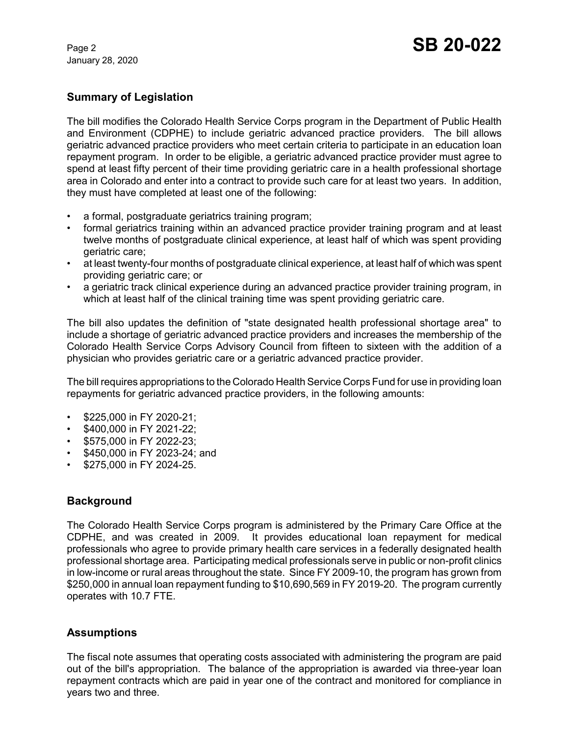## Summary of Legislation

The bill modifies the Colorado Health Service Corps program in the Department of Public Health and Environment (CDPHE) to include geriatric advanced practice providers. The bill allows geriatric advanced practice providers who meet certain criteria to participate in an education loan repayment program. In order to be eligible, a geriatric advanced practice provider must agree to spend at least fifty percent of their time providing geriatric care in a health professional shortage area in Colorado and enter into a contract to provide such care for at least two years. In addition, they must have completed at least one of the following:

- a formal, postgraduate geriatrics training program;
- formal geriatrics training within an advanced practice provider training program and at least twelve months of postgraduate clinical experience, at least half of which was spent providing geriatric care;
- at least twenty-four months of postgraduate clinical experience, at least half of which was spent providing geriatric care; or
- a geriatric track clinical experience during an advanced practice provider training program, in which at least half of the clinical training time was spent providing geriatric care.

The bill also updates the definition of "state designated health professional shortage area" to include a shortage of geriatric advanced practice providers and increases the membership of the Colorado Health Service Corps Advisory Council from fifteen to sixteen with the addition of a physician who provides geriatric care or a geriatric advanced practice provider.

The bill requires appropriations to the Colorado Health Service Corps Fund for use in providing loan repayments for geriatric advanced practice providers, in the following amounts:

- $225,000 in FY 2020-21;
- $400,000 in FY 2021-22;
- $575,000 in FY 2022-23;
- $450,000 in FY 2023-24; and
- $275,000 in FY 2024-25.

## Background

The Colorado Health Service Corps program is administered by the Primary Care Office at the CDPHE, and was created in 2009. It provides educational loan repayment for medical professionals who agree to provide primary health care services in a federally designated health professional shortage area. Participating medical professionals serve in public or non-profit clinics in low-income or rural areas throughout the state. Since FY 2009-10, the program has grown from $250,000 in annual loan repayment funding to $10,690,569 in FY 2019-20. The program currently operates with 10.7 FTE.

## Assumptions

The fiscal note assumes that operating costs associated with administering the program are paid out of the bill's appropriation. The balance of the appropriation is awarded via three-year loan repayment contracts which are paid in year one of the contract and monitored for compliance in years two and three.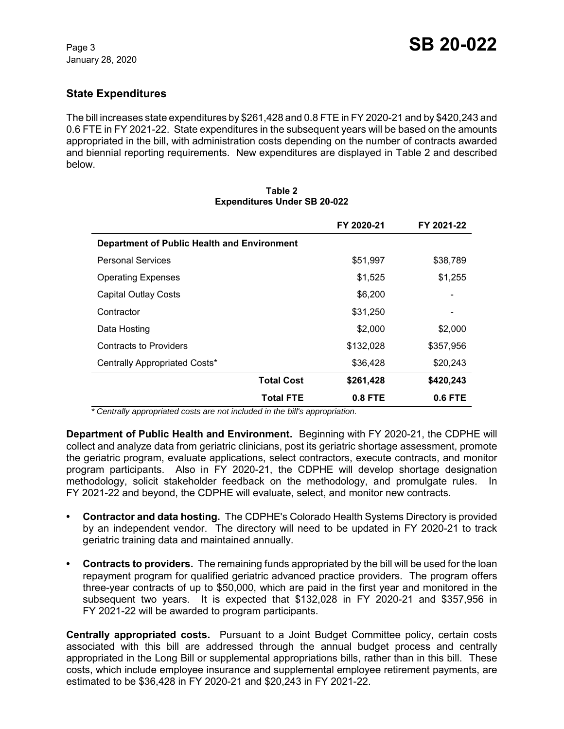## State Expenditures

The bill increases state expenditures by $261,428 and 0.8 FTE in FY 2020-21 and by $420,243 and 0.6 FTE in FY 2021-22. State expenditures in the subsequent years will be based on the amounts appropriated in the bill, with administration costs depending on the number of contracts awarded and biennial reporting requirements. New expenditures are displayed in Table 2 and described below.

**Table 2**
**Expenditures Under SB 20-022**

| | FY 2020-21 | FY 2021-22 |
|---|---|---|
| **Department of Public Health and Environment** | | |
| Personal Services | $51,997 | $38,789 |
| Operating Expenses | $1,525 | $1,255 |
| Capital Outlay Costs | $6,200 | - |
| Contractor | $31,250 | - |
| Data Hosting | $2,000 | $2,000 |
| Contracts to Providers | $132,028 | $357,956 |
| Centrally Appropriated Costs* | $36,428 | $20,243 |
| **Total Cost** | **$261,428** | **$420,243** |
| **Total FTE** | **0.8 FTE** | **0.6 FTE** |

*\* Centrally appropriated costs are not included in the bill's appropriation.*

**Department of Public Health and Environment.** Beginning with FY 2020-21, the CDPHE will collect and analyze data from geriatric clinicians, post its geriatric shortage assessment, promote the geriatric program, evaluate applications, select contractors, execute contracts, and monitor program participants. Also in FY 2020-21, the CDPHE will develop shortage designation methodology, solicit stakeholder feedback on the methodology, and promulgate rules. In FY 2021-22 and beyond, the CDPHE will evaluate, select, and monitor new contracts.

- **Contractor and data hosting.** The CDPHE's Colorado Health Systems Directory is provided by an independent vendor. The directory will need to be updated in FY 2020-21 to track geriatric training data and maintained annually.
- **Contracts to providers.** The remaining funds appropriated by the bill will be used for the loan repayment program for qualified geriatric advanced practice providers. The program offers three-year contracts of up to $50,000, which are paid in the first year and monitored in the subsequent two years. It is expected that $132,028 in FY 2020-21 and $357,956 in FY 2021-22 will be awarded to program participants.

**Centrally appropriated costs.** Pursuant to a Joint Budget Committee policy, certain costs associated with this bill are addressed through the annual budget process and centrally appropriated in the Long Bill or supplemental appropriations bills, rather than in this bill. These costs, which include employee insurance and supplemental employee retirement payments, are estimated to be $36,428 in FY 2020-21 and $20,243 in FY 2021-22.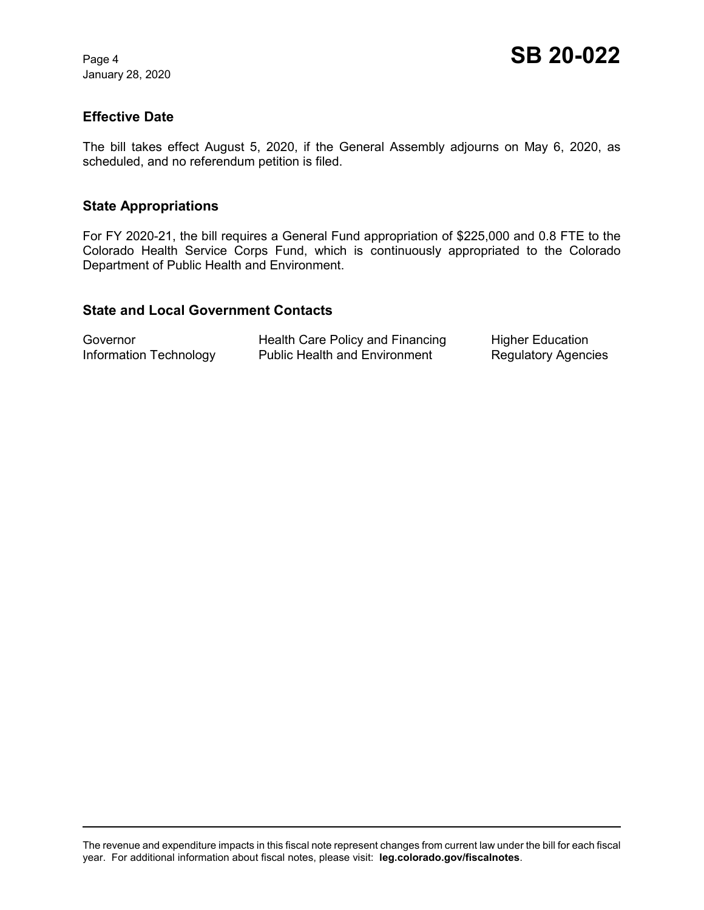## Effective Date

The bill takes effect August 5, 2020, if the General Assembly adjourns on May 6, 2020, as scheduled, and no referendum petition is filed.

## State Appropriations

For FY 2020-21, the bill requires a General Fund appropriation of $225,000 and 0.8 FTE to the Colorado Health Service Corps Fund, which is continuously appropriated to the Colorado Department of Public Health and Environment.

## State and Local Government Contacts

| | | |
|---|---|---|
| Governor | Health Care Policy and Financing | Higher Education |
| Information Technology | Public Health and Environment | Regulatory Agencies |

The revenue and expenditure impacts in this fiscal note represent changes from current law under the bill for each fiscal year. For additional information about fiscal notes, please visit: **leg.colorado.gov/fiscalnotes**.